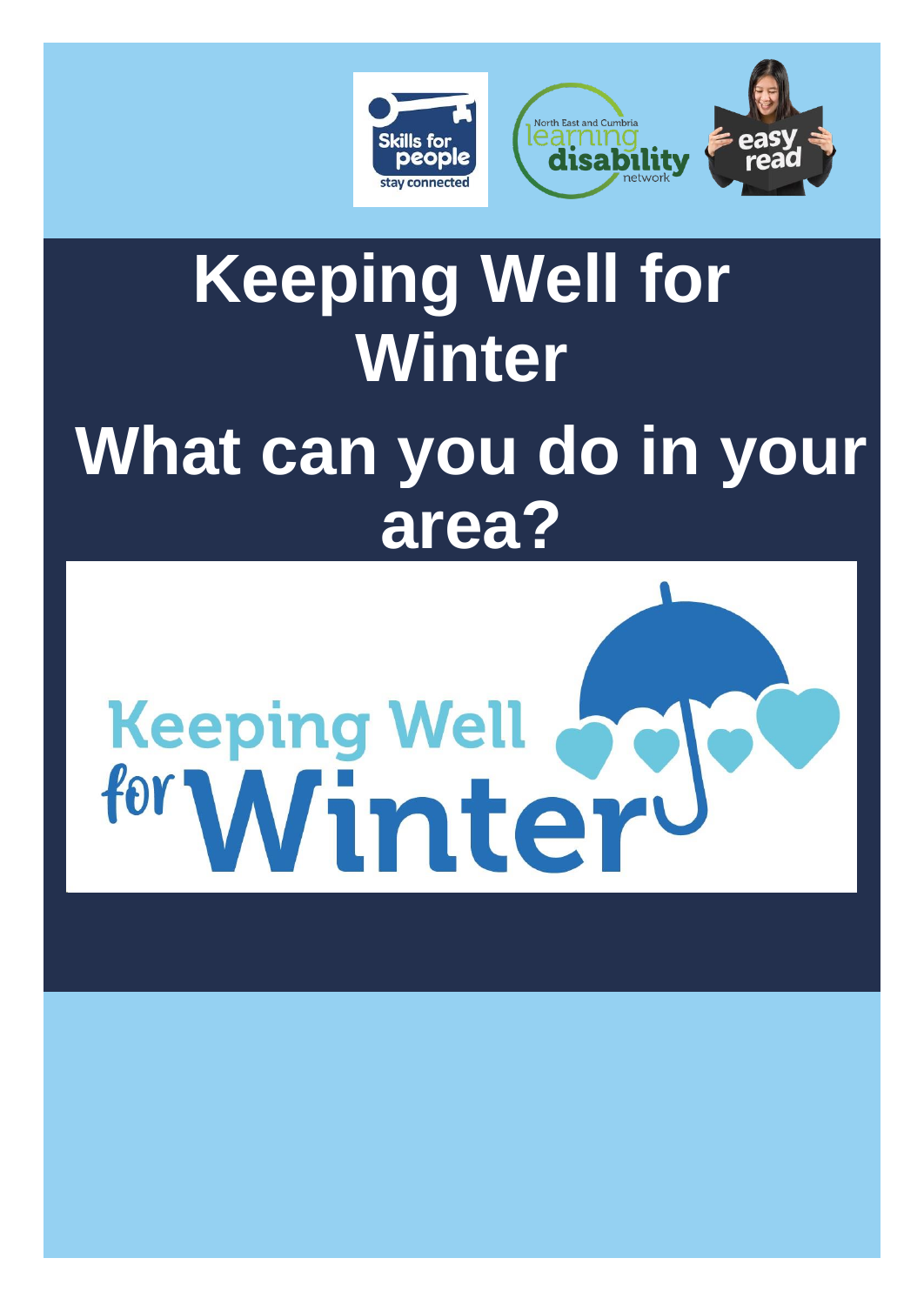# Keeping Well for Winter

# What can you do in your area?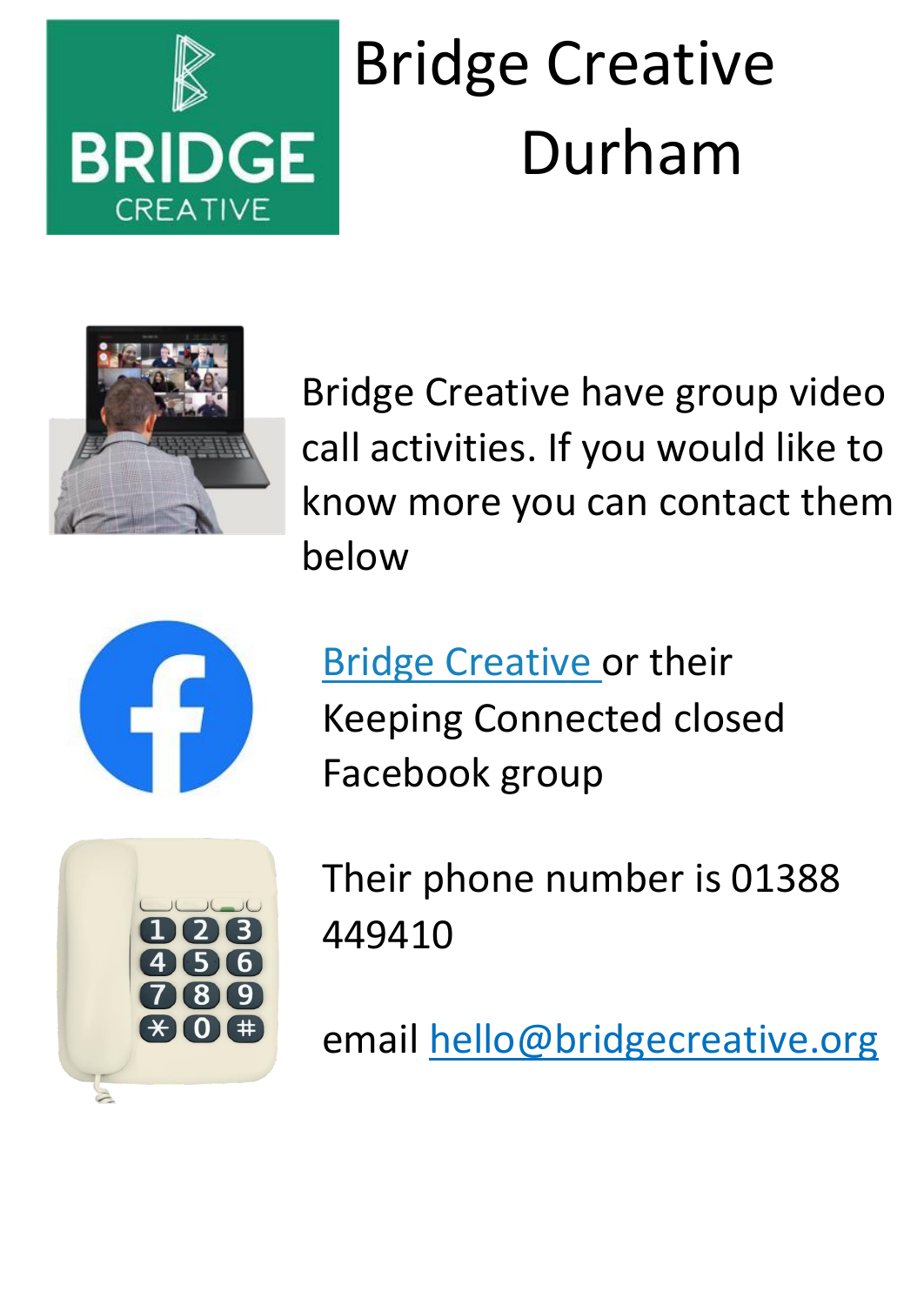# Bridge Creative Durham

Bridge Creative have group video call activities. If you would like to know more you can contact them below

Bridge Creative or their Keeping Connected closed Facebook group

Their phone number is 01388 449410

email hello@bridgecreative.org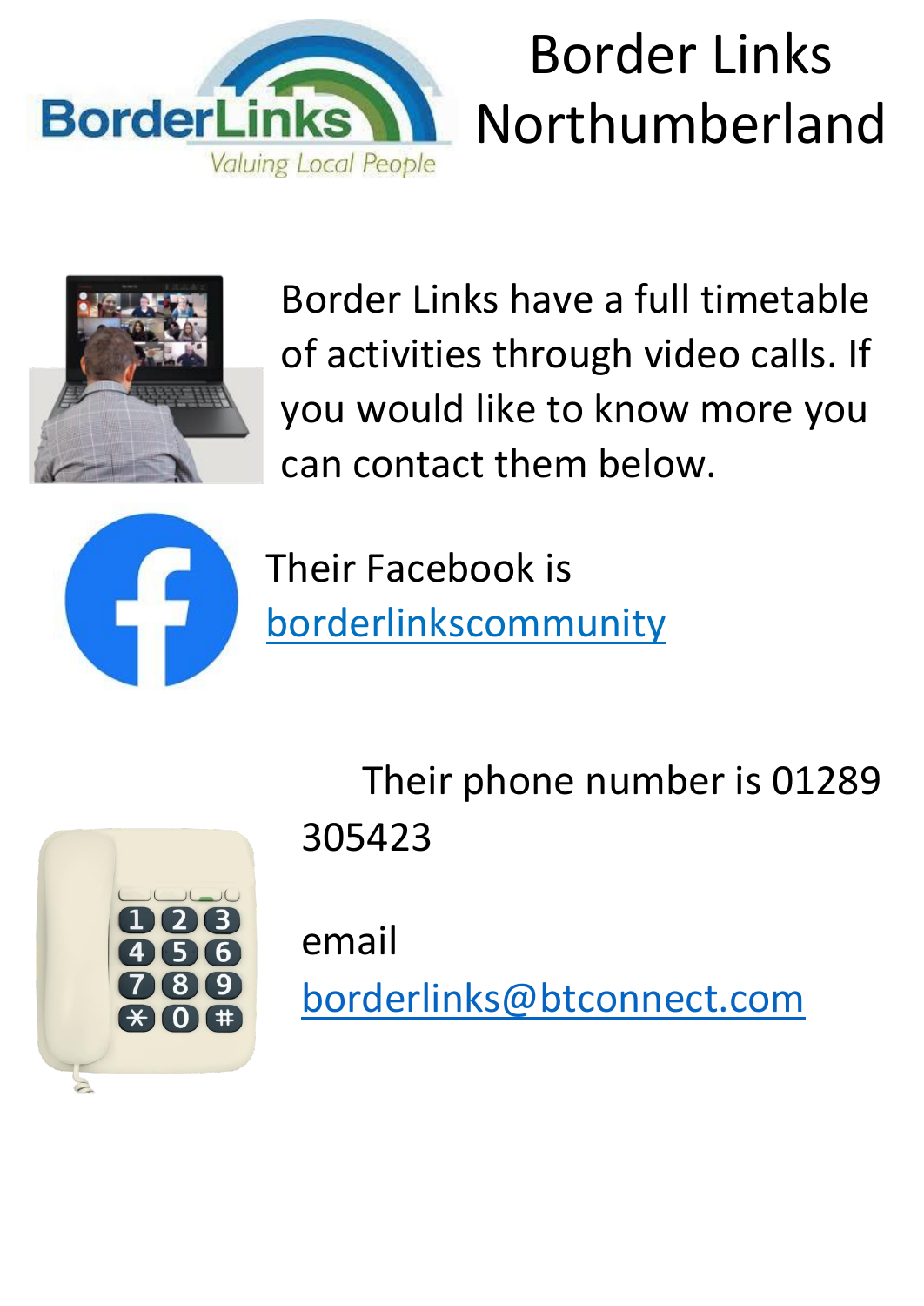# Border Links Northumberland

Border Links have a full timetable of activities through video calls. If you would like to know more you can contact them below.

Their Facebook is [borderlinkscommunity](borderlinkscommunity)

Their phone number is 01289 305423

email [borderlinks@btconnect.com](mailto:borderlinks@btconnect.com)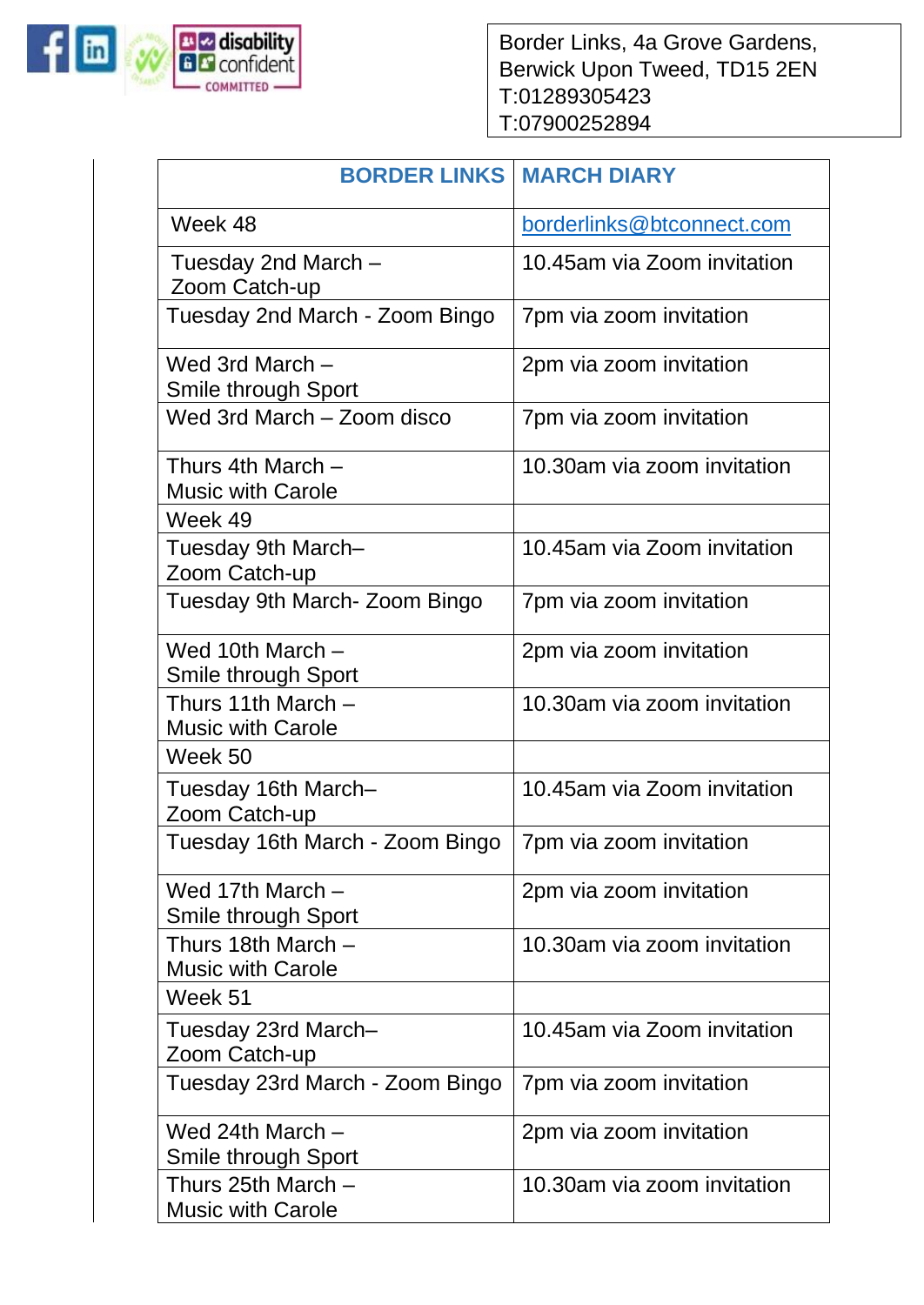Border Links, 4a Grove Gardens,
Berwick Upon Tweed, TD15 2EN
T:01289305423
T:07900252894

| BORDER LINKS | MARCH DIARY |
|---|---|
| Week 48 | borderlinks@btconnect.com |
| Tuesday 2nd March – Zoom Catch-up | 10.45am via Zoom invitation |
| Tuesday 2nd March - Zoom Bingo | 7pm via zoom invitation |
| Wed 3rd March – Smile through Sport | 2pm via zoom invitation |
| Wed 3rd March – Zoom disco | 7pm via zoom invitation |
| Thurs 4th March – Music with Carole | 10.30am via zoom invitation |
| Week 49 | |
| Tuesday 9th March– Zoom Catch-up | 10.45am via Zoom invitation |
| Tuesday 9th March- Zoom Bingo | 7pm via zoom invitation |
| Wed 10th March – Smile through Sport | 2pm via zoom invitation |
| Thurs 11th March – Music with Carole | 10.30am via zoom invitation |
| Week 50 | |
| Tuesday 16th March– Zoom Catch-up | 10.45am via Zoom invitation |
| Tuesday 16th March - Zoom Bingo | 7pm via zoom invitation |
| Wed 17th March – Smile through Sport | 2pm via zoom invitation |
| Thurs 18th March – Music with Carole | 10.30am via zoom invitation |
| Week 51 | |
| Tuesday 23rd March– Zoom Catch-up | 10.45am via Zoom invitation |
| Tuesday 23rd March - Zoom Bingo | 7pm via zoom invitation |
| Wed 24th March – Smile through Sport | 2pm via zoom invitation |
| Thurs 25th March – Music with Carole | 10.30am via zoom invitation |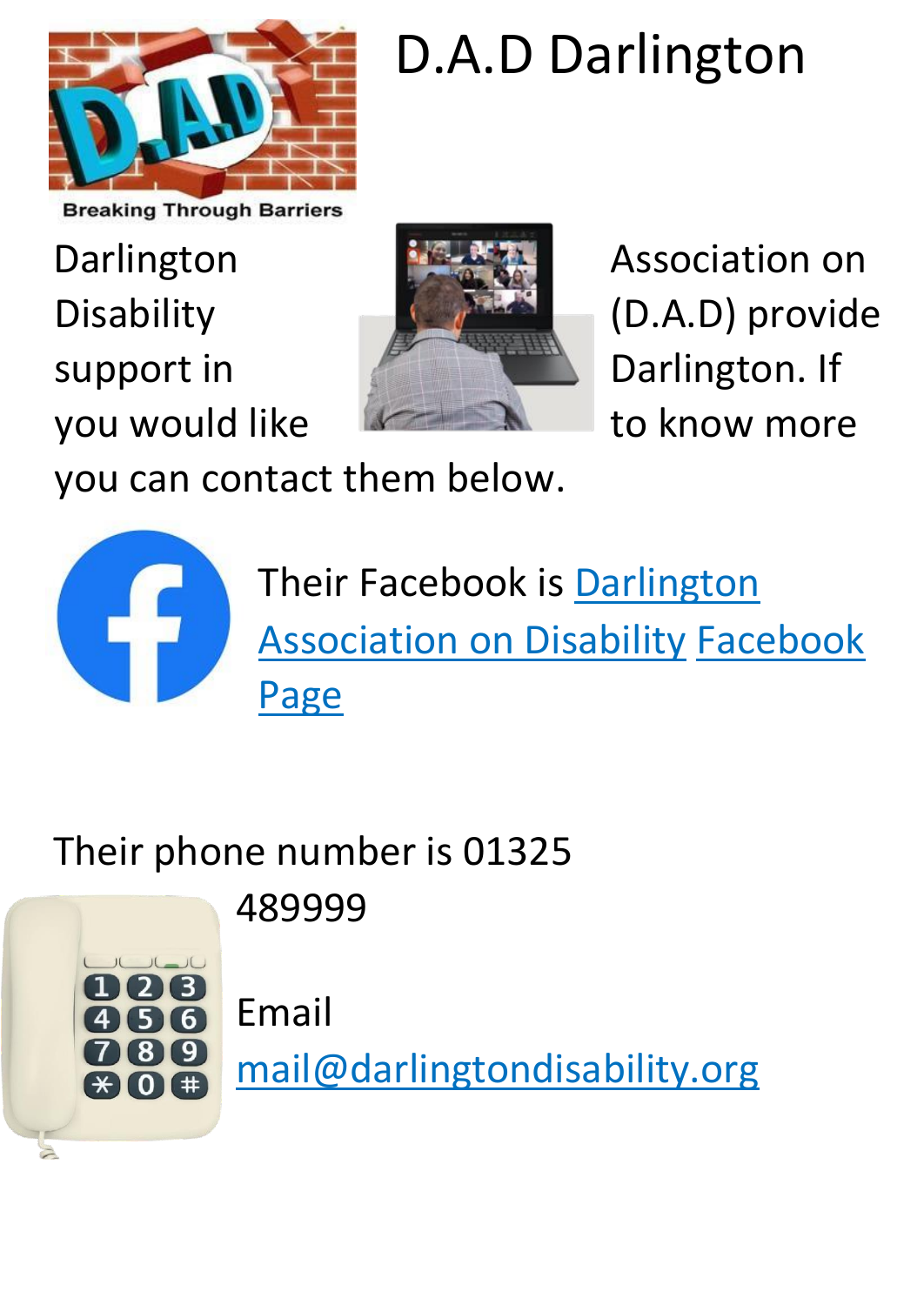# D.A.D Darlington

Darlington Association on Disability (D.A.D) provide support in Darlington. If you would like to know more you can contact them below.

Their Facebook is Darlington Association on Disability Facebook Page

Their phone number is 01325 489999

Email mail@darlingtondisability.org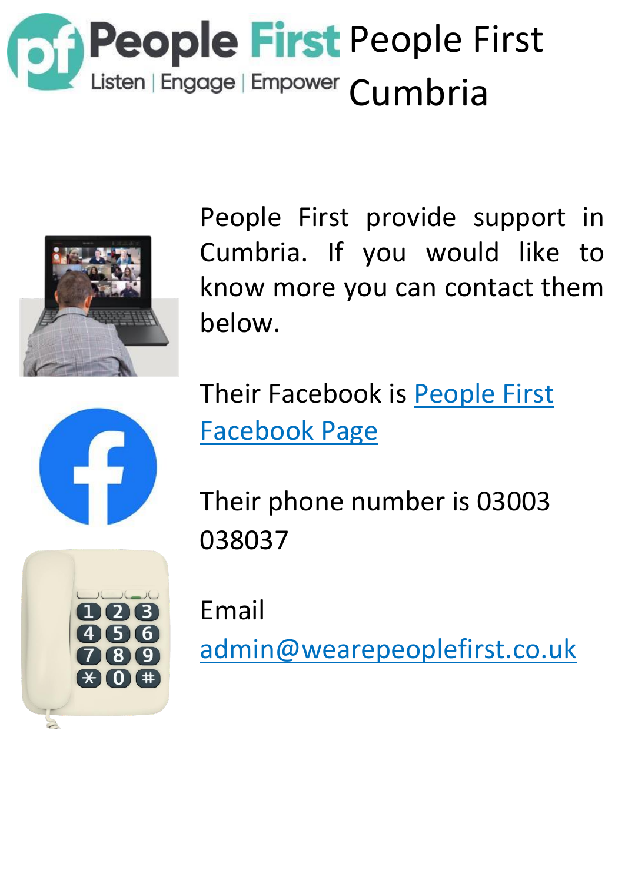# People First Cumbria

People First provide support in Cumbria. If you would like to know more you can contact them below.

Their Facebook is [People First Facebook Page]

Their phone number is 03003 038037

Email admin@wearepeoplefirst.co.uk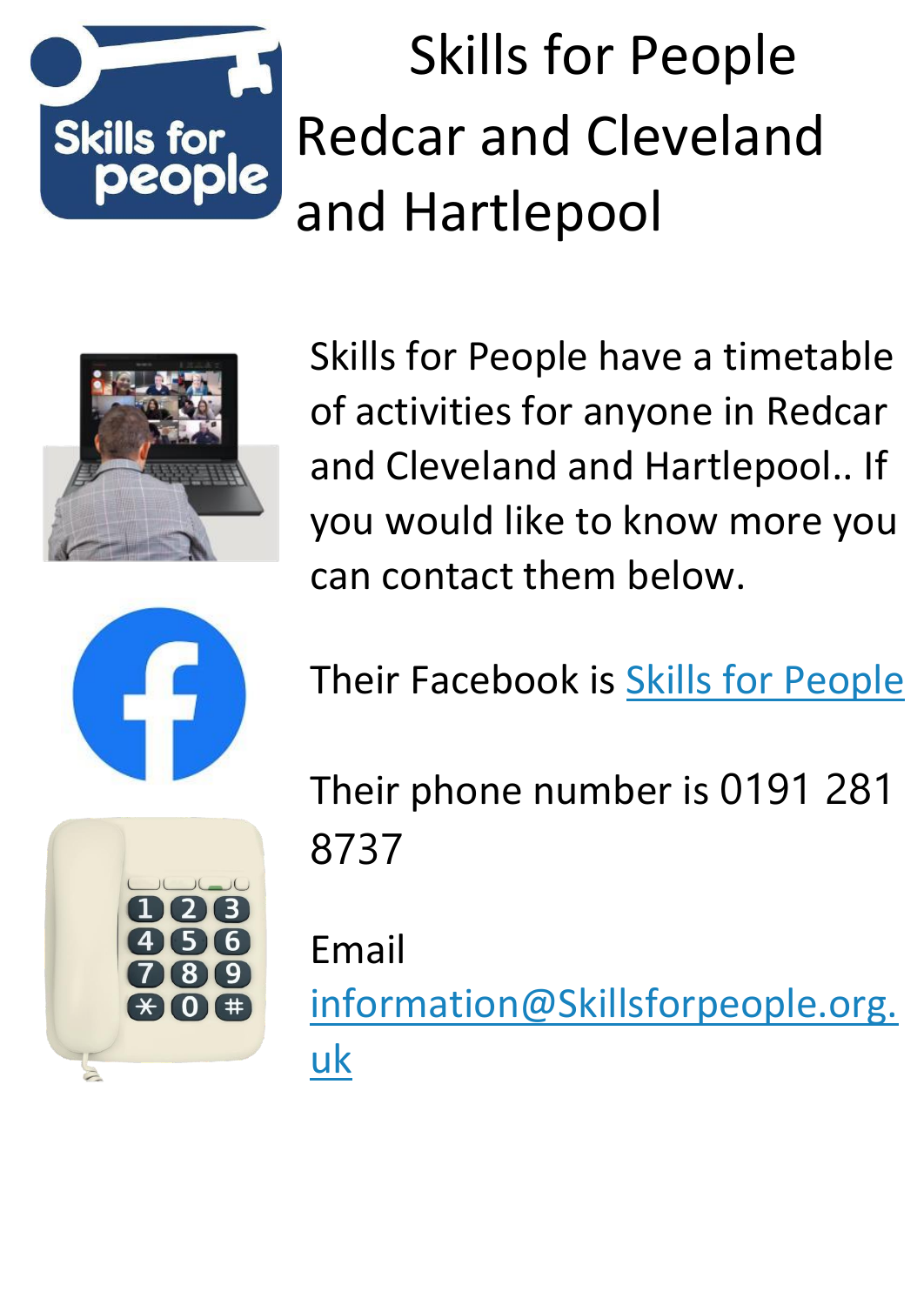# Skills for People Redcar and Cleveland and Hartlepool

Skills for People have a timetable of activities for anyone in Redcar and Cleveland and Hartlepool.. If you would like to know more you can contact them below.

Their Facebook is Skills for People

Their phone number is 0191 281 8737

Email information@Skillsforpeople.org.uk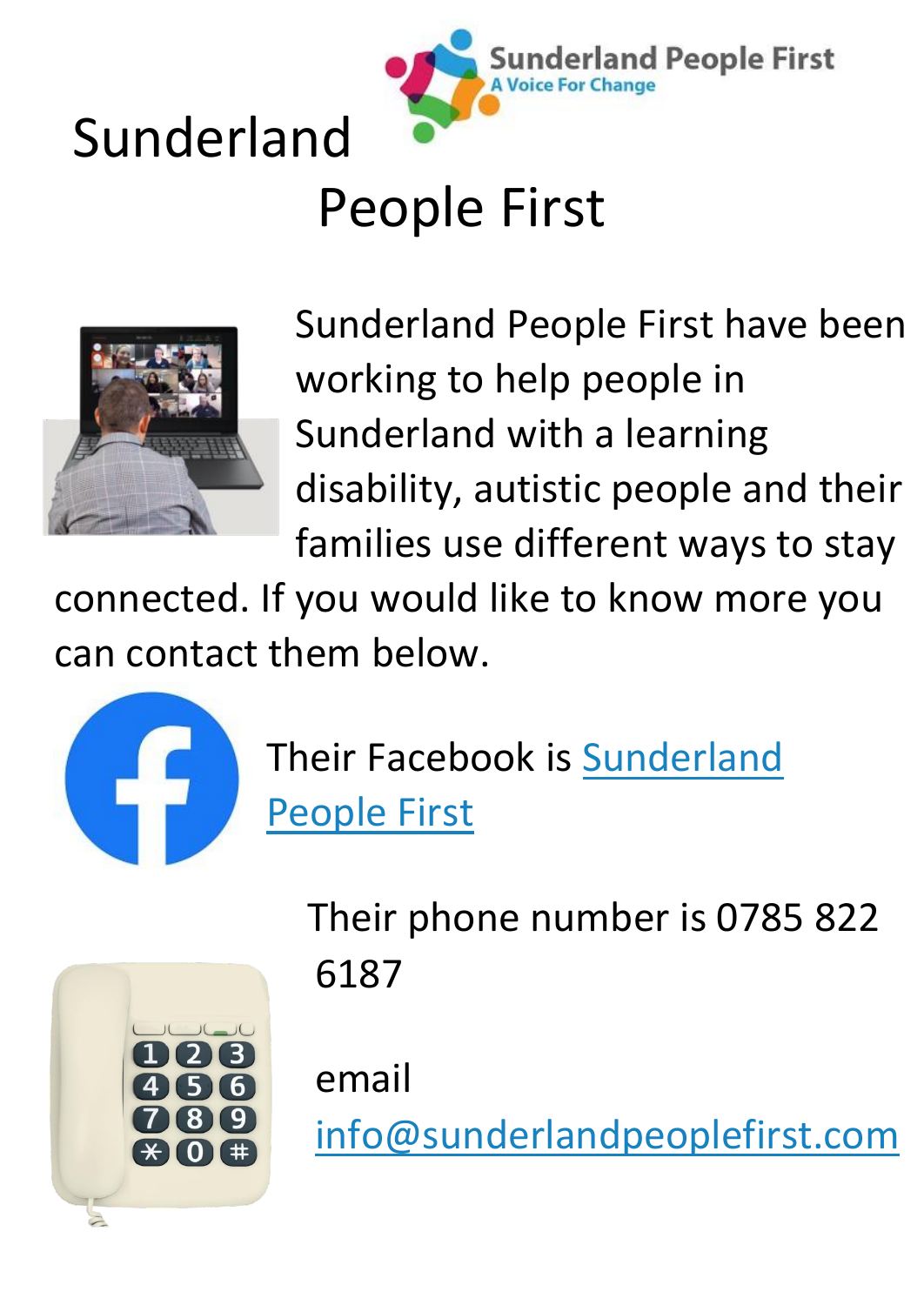# Sunderland People First

Sunderland People First have been working to help people in Sunderland with a learning disability, autistic people and their families use different ways to stay connected. If you would like to know more you can contact them below.

Their Facebook is Sunderland People First

Their phone number is 0785 822 6187

email info@sunderlandpeoplefirst.com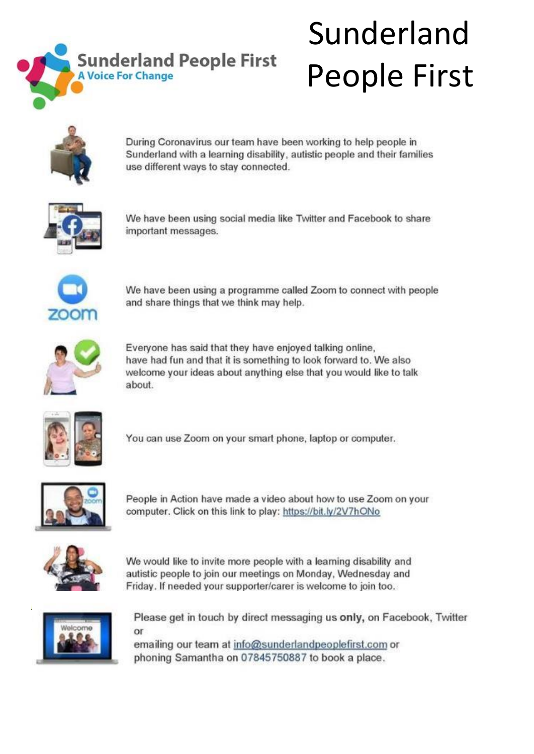# Sunderland People First

During Coronavirus our team have been working to help people in Sunderland with a learning disability, autistic people and their families use different ways to stay connected.

We have been using social media like Twitter and Facebook to share important messages.

We have been using a programme called Zoom to connect with people and share things that we think may help.

Everyone has said that they have enjoyed talking online, have had fun and that it is something to look forward to. We also welcome your ideas about anything else that you would like to talk about.

You can use Zoom on your smart phone, laptop or computer.

People in Action have made a video about how to use Zoom on your computer. Click on this link to play: https://bit.ly/2V7hONo

We would like to invite more people with a learning disability and autistic people to join our meetings on Monday, Wednesday and Friday. If needed your supporter/carer is welcome to join too.

Please get in touch by direct messaging us **only,** on Facebook, Twitter or emailing our team at info@sunderlandpeoplefirst.com or phoning Samantha on 07845750887 to book a place.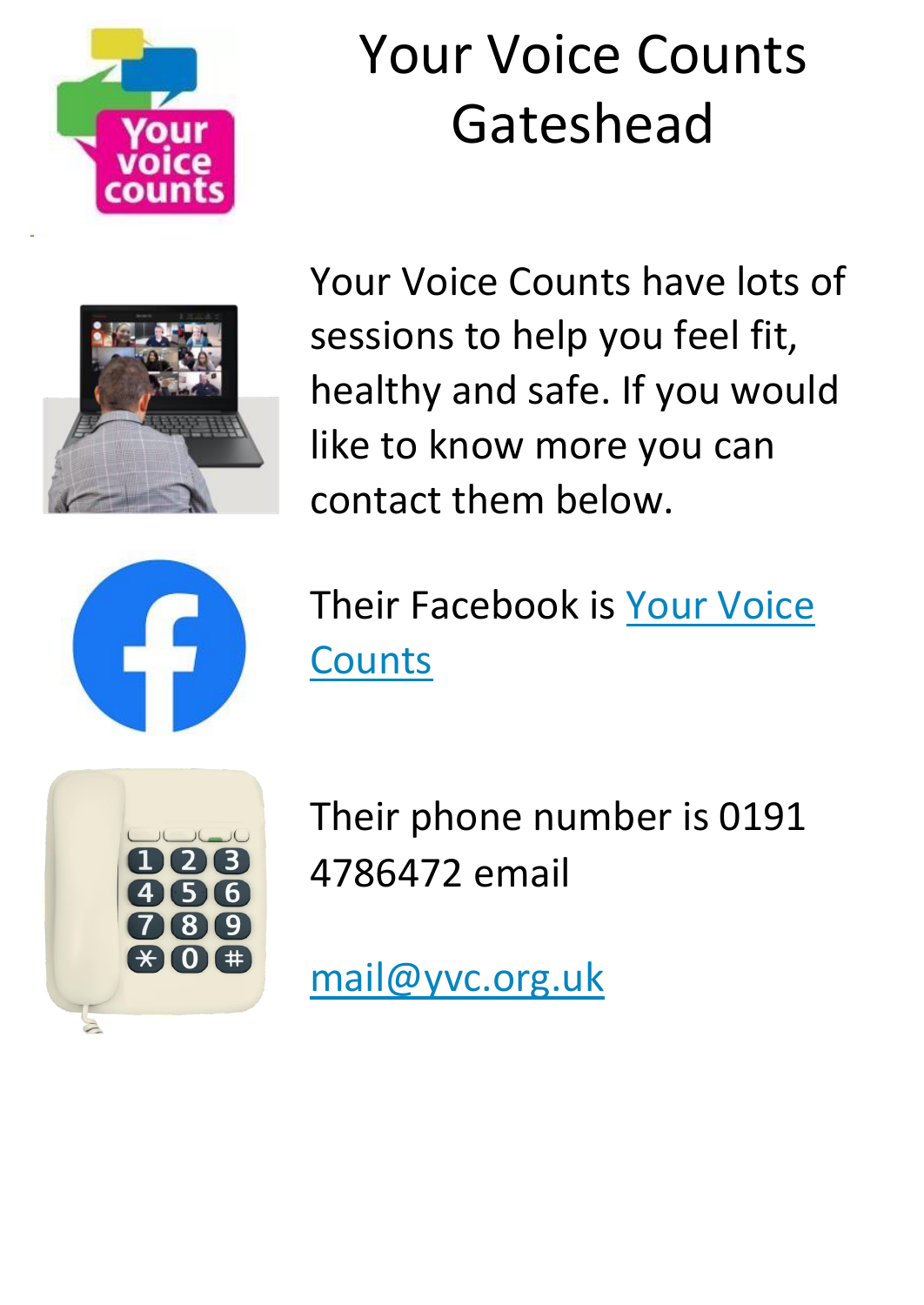# Your Voice Counts Gateshead

Your Voice Counts have lots of sessions to help you feel fit, healthy and safe. If you would like to know more you can contact them below.

Their Facebook is Your Voice Counts

Their phone number is 0191 4786472 email

mail@yvc.org.uk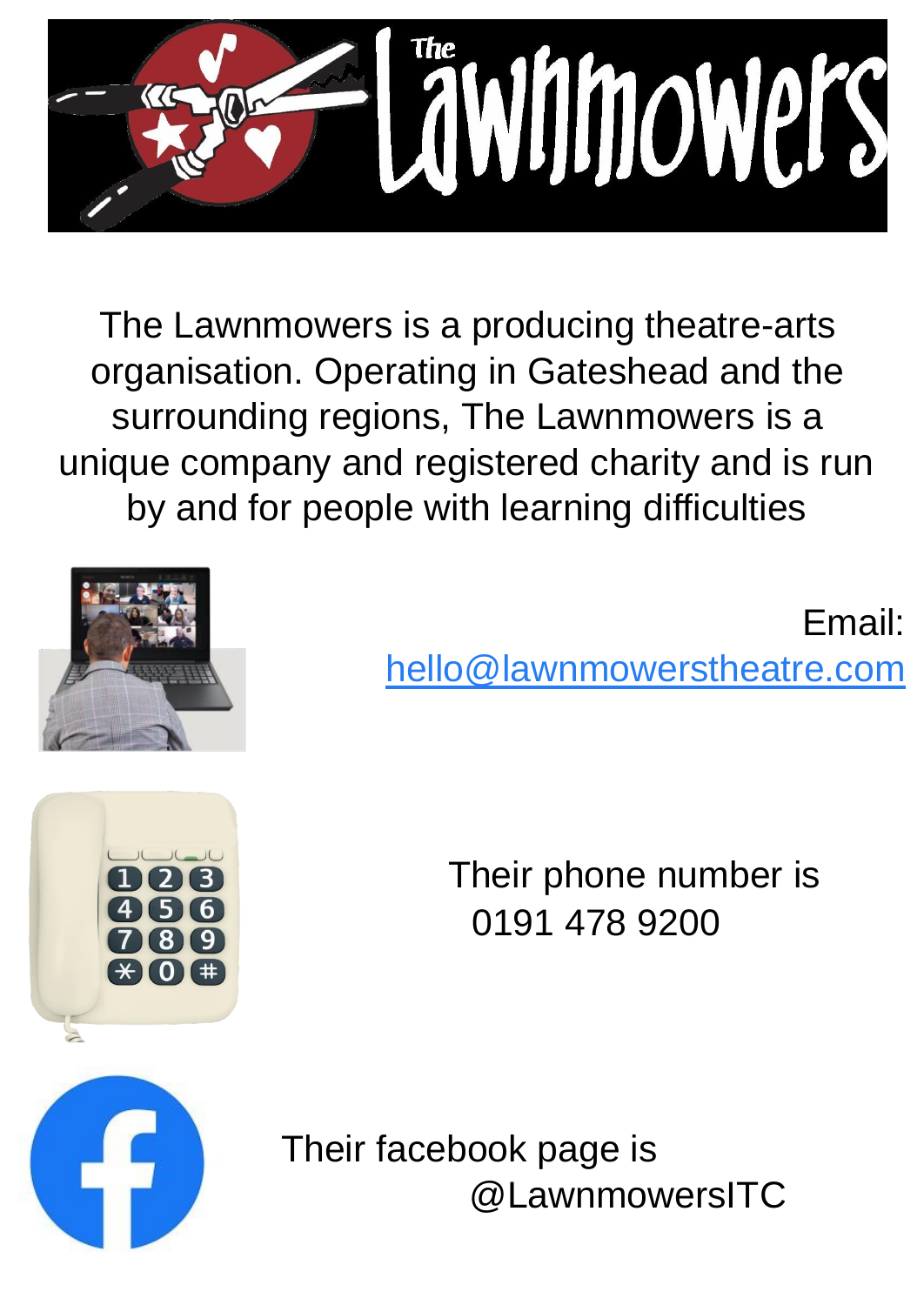The Lawnmowers is a producing theatre-arts organisation. Operating in Gateshead and the surrounding regions, The Lawnmowers is a unique company and registered charity and is run by and for people with learning difficulties

Email:
hello@lawnmowerstheatre.com

Their phone number is
0191 478 9200

Their facebook page is
@LawnmowersITC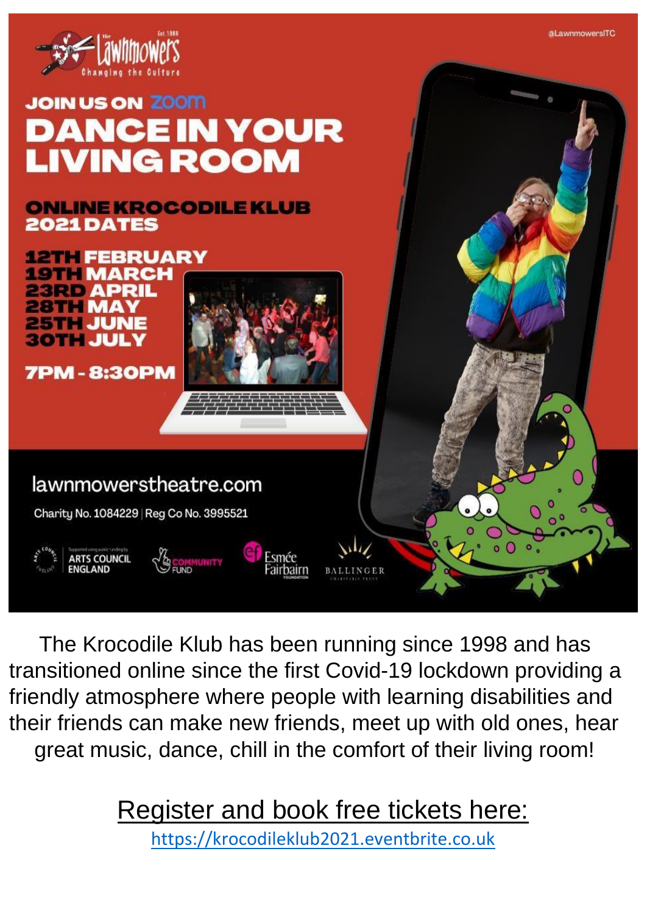@LawnmowersITC

The Lawnmowers Est. 1986 Changing the Culture

JOIN US ON ZOOM

# DANCE IN YOUR LIVING ROOM

## ONLINE KROCODILE KLUB 2021 DATES

**12TH FEBRUARY**
**19TH MARCH**
**23RD APRIL**
**28TH MAY**
**25TH JUNE**
**30TH JULY**

**7PM - 8:30PM**

lawnmowerstheatre.com

Charity No. 1084229 | Reg Co No. 3995521

Supported using public funding by ARTS COUNCIL ENGLAND | COMMUNITY FUND | Esmée Fairbairn FOUNDATION | BALLINGER CHARITABLE TRUST

The Krocodile Klub has been running since 1998 and has transitioned online since the first Covid-19 lockdown providing a friendly atmosphere where people with learning disabilities and their friends can make new friends, meet up with old ones, hear great music, dance, chill in the comfort of their living room!

Register and book free tickets here:

https://krocodileklub2021.eventbrite.co.uk